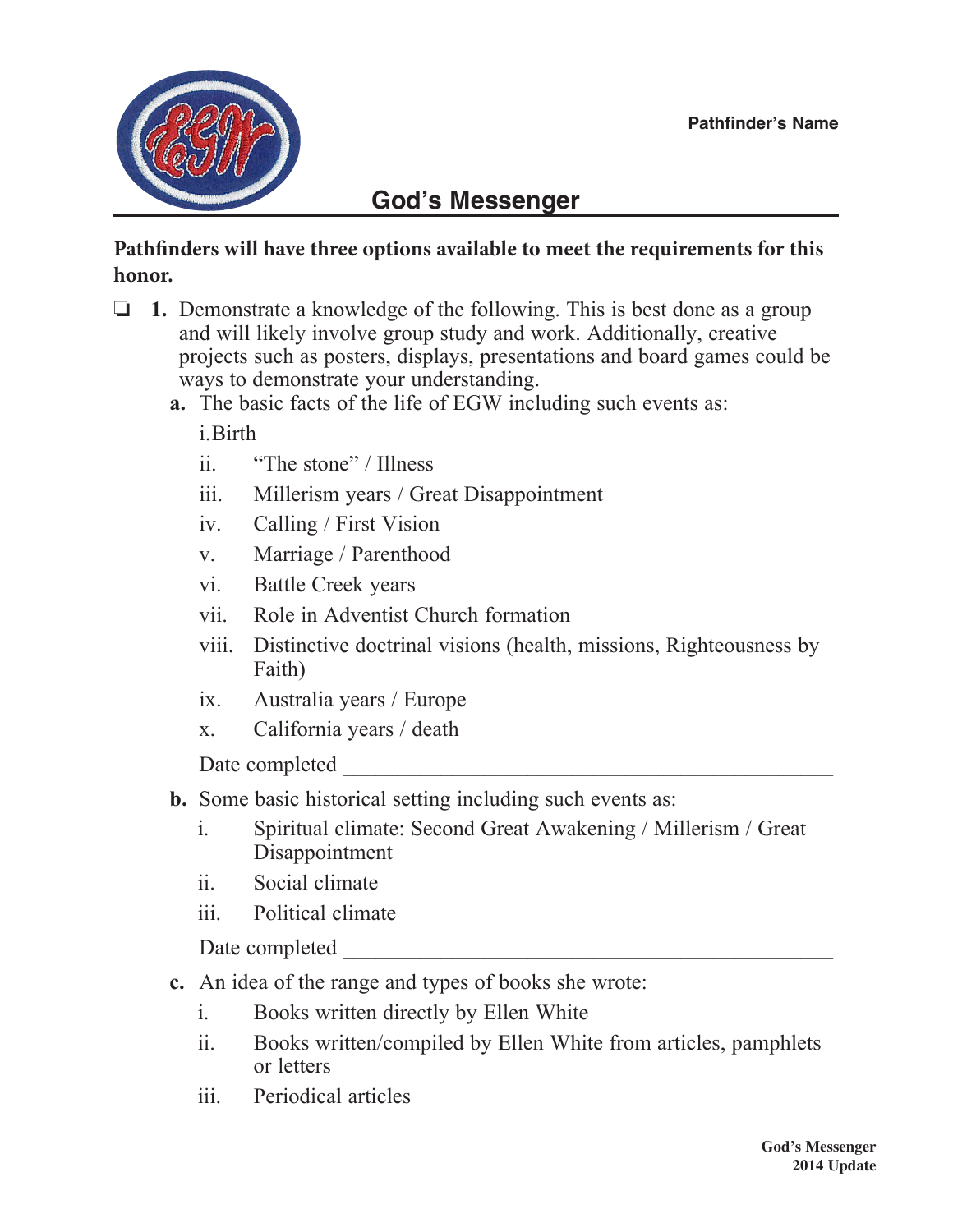Pathfinder's Name

# God's Messenger

**Pathfinders will have three options available to meet the requirements for this honor.**

❑ **1.** Demonstrate a knowledge of the following. This is best done as a group and will likely involve group study and work. Additionally, creative projects such as posters, displays, presentations and board games could be ways to demonstrate your understanding.

**a.** The basic facts of the life of EGW including such events as:

i. Birth

ii. "The stone" / Illness

iii. Millerism years / Great Disappointment

iv. Calling / First Vision

v. Marriage / Parenthood

vi. Battle Creek years

vii. Role in Adventist Church formation

viii. Distinctive doctrinal visions (health, missions, Righteousness by Faith)

ix. Australia years / Europe

x. California years / death

Date completed ____________________________________________

**b.** Some basic historical setting including such events as:

i. Spiritual climate: Second Great Awakening / Millerism / Great Disappointment

ii. Social climate

iii. Political climate

Date completed ____________________________________________

**c.** An idea of the range and types of books she wrote:

i. Books written directly by Ellen White

ii. Books written/compiled by Ellen White from articles, pamphlets or letters

iii. Periodical articles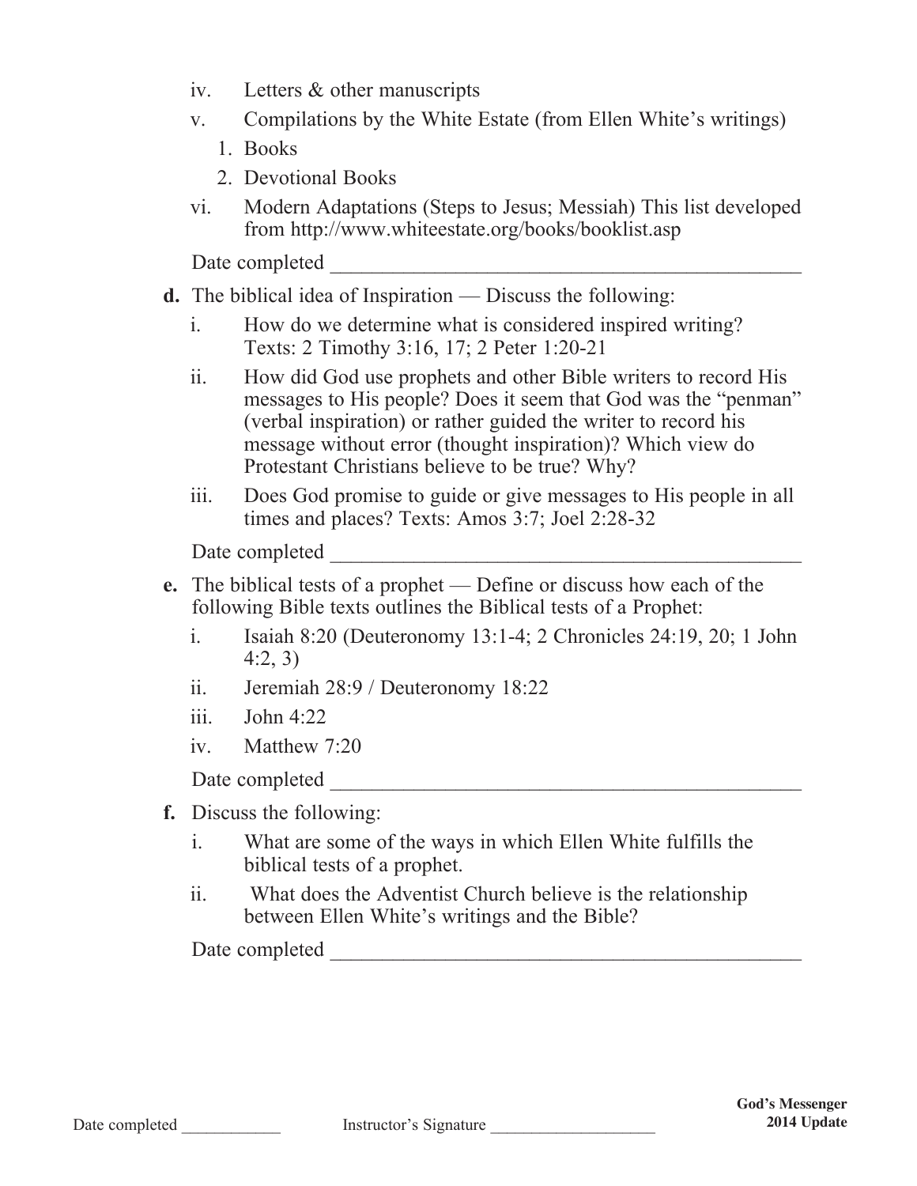iv. Letters & other manuscripts

v. Compilations by the White Estate (from Ellen White's writings)

1. Books
2. Devotional Books

vi. Modern Adaptations (Steps to Jesus; Messiah) This list developed from http://www.whiteestate.org/books/booklist.asp

Date completed ______________________________________________

**d.** The biblical idea of Inspiration — Discuss the following:

i. How do we determine what is considered inspired writing? Texts: 2 Timothy 3:16, 17; 2 Peter 1:20-21

ii. How did God use prophets and other Bible writers to record His messages to His people? Does it seem that God was the "penman" (verbal inspiration) or rather guided the writer to record his message without error (thought inspiration)? Which view do Protestant Christians believe to be true? Why?

iii. Does God promise to guide or give messages to His people in all times and places? Texts: Amos 3:7; Joel 2:28-32

Date completed ______________________________________________

**e.** The biblical tests of a prophet — Define or discuss how each of the following Bible texts outlines the Biblical tests of a Prophet:

i. Isaiah 8:20 (Deuteronomy 13:1-4; 2 Chronicles 24:19, 20; 1 John 4:2, 3)

ii. Jeremiah 28:9 / Deuteronomy 18:22

iii. John 4:22

iv. Matthew 7:20

Date completed ______________________________________________

**f.** Discuss the following:

i. What are some of the ways in which Ellen White fulfills the biblical tests of a prophet.

ii. What does the Adventist Church believe is the relationship between Ellen White's writings and the Bible?

Date completed ______________________________________________

Date completed ____________ Instructor's Signature ___________________